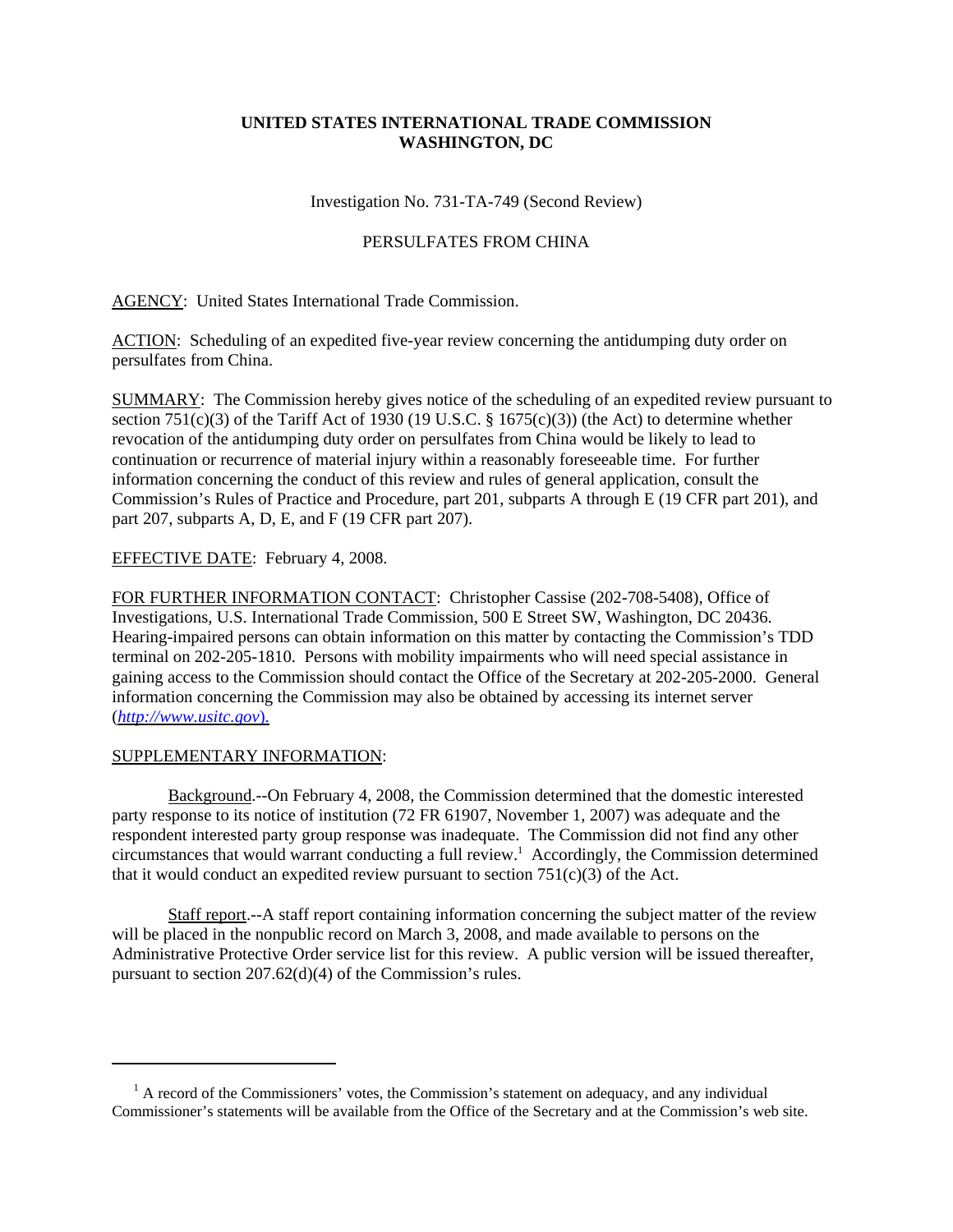**UNITED STATES INTERNATIONAL TRADE COMMISSION**
**WASHINGTON, DC**

Investigation No. 731-TA-749 (Second Review)

PERSULFATES FROM CHINA

AGENCY: United States International Trade Commission.

ACTION: Scheduling of an expedited five-year review concerning the antidumping duty order on persulfates from China.

SUMMARY: The Commission hereby gives notice of the scheduling of an expedited review pursuant to section 751(c)(3) of the Tariff Act of 1930 (19 U.S.C. § 1675(c)(3)) (the Act) to determine whether revocation of the antidumping duty order on persulfates from China would be likely to lead to continuation or recurrence of material injury within a reasonably foreseeable time. For further information concerning the conduct of this review and rules of general application, consult the Commission's Rules of Practice and Procedure, part 201, subparts A through E (19 CFR part 201), and part 207, subparts A, D, E, and F (19 CFR part 207).

EFFECTIVE DATE: February 4, 2008.

FOR FURTHER INFORMATION CONTACT: Christopher Cassise (202-708-5408), Office of Investigations, U.S. International Trade Commission, 500 E Street SW, Washington, DC 20436. Hearing-impaired persons can obtain information on this matter by contacting the Commission's TDD terminal on 202-205-1810. Persons with mobility impairments who will need special assistance in gaining access to the Commission should contact the Office of the Secretary at 202-205-2000. General information concerning the Commission may also be obtained by accessing its internet server (*http://www.usitc.gov*).

SUPPLEMENTARY INFORMATION:

Background.--On February 4, 2008, the Commission determined that the domestic interested party response to its notice of institution (72 FR 61907, November 1, 2007) was adequate and the respondent interested party group response was inadequate. The Commission did not find any other circumstances that would warrant conducting a full review.[1] Accordingly, the Commission determined that it would conduct an expedited review pursuant to section 751(c)(3) of the Act.

Staff report.--A staff report containing information concerning the subject matter of the review will be placed in the nonpublic record on March 3, 2008, and made available to persons on the Administrative Protective Order service list for this review. A public version will be issued thereafter, pursuant to section 207.62(d)(4) of the Commission's rules.

[1] A record of the Commissioners' votes, the Commission's statement on adequacy, and any individual Commissioner's statements will be available from the Office of the Secretary and at the Commission's web site.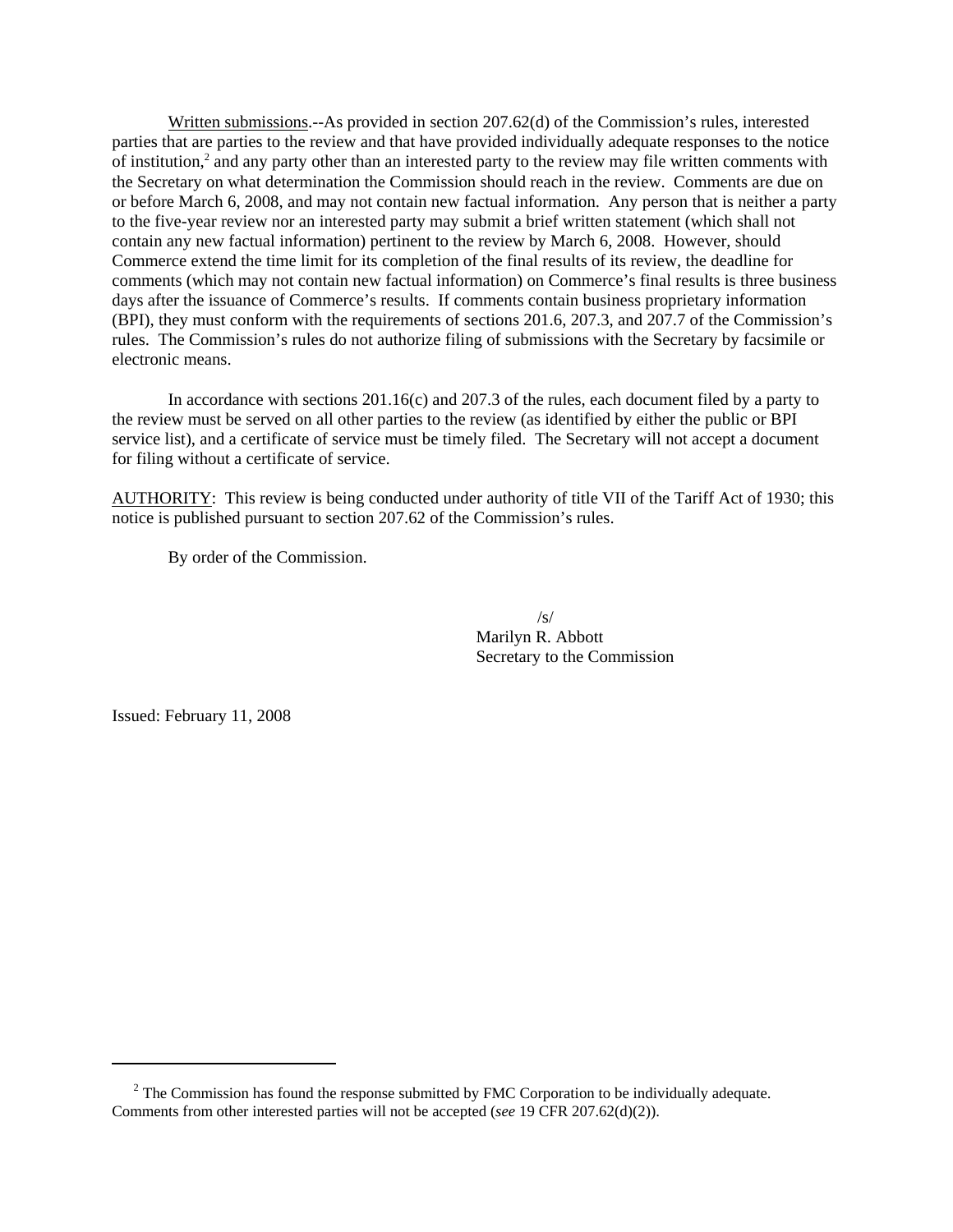Written submissions.--As provided in section 207.62(d) of the Commission's rules, interested parties that are parties to the review and that have provided individually adequate responses to the notice of institution,[2] and any party other than an interested party to the review may file written comments with the Secretary on what determination the Commission should reach in the review. Comments are due on or before March 6, 2008, and may not contain new factual information. Any person that is neither a party to the five-year review nor an interested party may submit a brief written statement (which shall not contain any new factual information) pertinent to the review by March 6, 2008. However, should Commerce extend the time limit for its completion of the final results of its review, the deadline for comments (which may not contain new factual information) on Commerce's final results is three business days after the issuance of Commerce's results. If comments contain business proprietary information (BPI), they must conform with the requirements of sections 201.6, 207.3, and 207.7 of the Commission's rules. The Commission's rules do not authorize filing of submissions with the Secretary by facsimile or electronic means.

In accordance with sections 201.16(c) and 207.3 of the rules, each document filed by a party to the review must be served on all other parties to the review (as identified by either the public or BPI service list), and a certificate of service must be timely filed. The Secretary will not accept a document for filing without a certificate of service.

AUTHORITY: This review is being conducted under authority of title VII of the Tariff Act of 1930; this notice is published pursuant to section 207.62 of the Commission's rules.

By order of the Commission.

/s/
Marilyn R. Abbott
Secretary to the Commission

Issued: February 11, 2008

[2] The Commission has found the response submitted by FMC Corporation to be individually adequate. Comments from other interested parties will not be accepted (*see* 19 CFR 207.62(d)(2)).